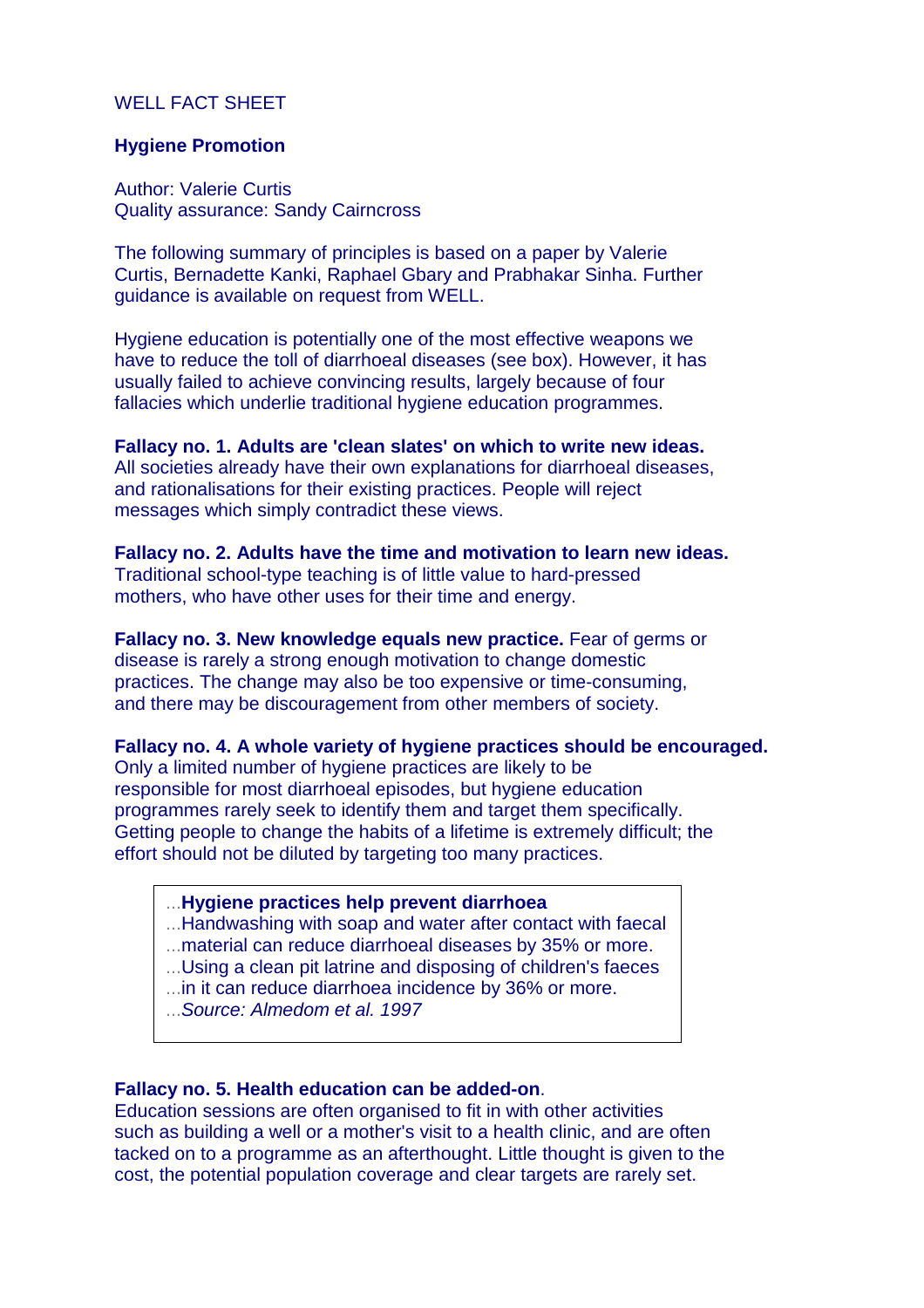WELL FACT SHEET

## Hygiene Promotion

Author: Valerie Curtis
Quality assurance: Sandy Cairncross

The following summary of principles is based on a paper by Valerie Curtis, Bernadette Kanki, Raphael Gbary and Prabhakar Sinha. Further guidance is available on request from WELL.

Hygiene education is potentially one of the most effective weapons we have to reduce the toll of diarrhoeal diseases (see box). However, it has usually failed to achieve convincing results, largely because of four fallacies which underlie traditional hygiene education programmes.

**Fallacy no. 1. Adults are 'clean slates' on which to write new ideas.** All societies already have their own explanations for diarrhoeal diseases, and rationalisations for their existing practices. People will reject messages which simply contradict these views.

**Fallacy no. 2. Adults have the time and motivation to learn new ideas.** Traditional school-type teaching is of little value to hard-pressed mothers, who have other uses for their time and energy.

**Fallacy no. 3. New knowledge equals new practice.** Fear of germs or disease is rarely a strong enough motivation to change domestic practices. The change may also be too expensive or time-consuming, and there may be discouragement from other members of society.

**Fallacy no. 4. A whole variety of hygiene practices should be encouraged.** Only a limited number of hygiene practices are likely to be responsible for most diarrhoeal episodes, but hygiene education programmes rarely seek to identify them and target them specifically. Getting people to change the habits of a lifetime is extremely difficult; the effort should not be diluted by targeting too many practices.

> **Hygiene practices help prevent diarrhoea**
> Handwashing with soap and water after contact with faecal material can reduce diarrhoeal diseases by 35% or more.
> Using a clean pit latrine and disposing of children's faeces in it can reduce diarrhoea incidence by 36% or more.
> *Source: Almedom et al. 1997*

**Fallacy no. 5. Health education can be added-on**.
Education sessions are often organised to fit in with other activities such as building a well or a mother's visit to a health clinic, and are often tacked on to a programme as an afterthought. Little thought is given to the cost, the potential population coverage and clear targets are rarely set.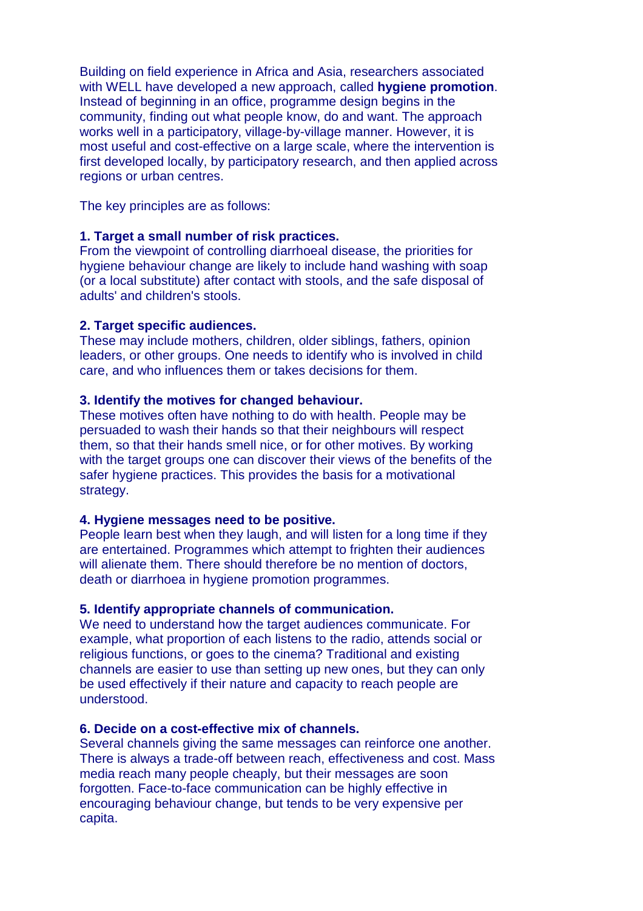Building on field experience in Africa and Asia, researchers associated with WELL have developed a new approach, called **hygiene promotion**. Instead of beginning in an office, programme design begins in the community, finding out what people know, do and want. The approach works well in a participatory, village-by-village manner. However, it is most useful and cost-effective on a large scale, where the intervention is first developed locally, by participatory research, and then applied across regions or urban centres.

The key principles are as follows:

**1. Target a small number of risk practices.**
From the viewpoint of controlling diarrhoeal disease, the priorities for hygiene behaviour change are likely to include hand washing with soap (or a local substitute) after contact with stools, and the safe disposal of adults' and children's stools.

**2. Target specific audiences.**
These may include mothers, children, older siblings, fathers, opinion leaders, or other groups. One needs to identify who is involved in child care, and who influences them or takes decisions for them.

**3. Identify the motives for changed behaviour.**
These motives often have nothing to do with health. People may be persuaded to wash their hands so that their neighbours will respect them, so that their hands smell nice, or for other motives. By working with the target groups one can discover their views of the benefits of the safer hygiene practices. This provides the basis for a motivational strategy.

**4. Hygiene messages need to be positive.**
People learn best when they laugh, and will listen for a long time if they are entertained. Programmes which attempt to frighten their audiences will alienate them. There should therefore be no mention of doctors, death or diarrhoea in hygiene promotion programmes.

**5. Identify appropriate channels of communication.**
We need to understand how the target audiences communicate. For example, what proportion of each listens to the radio, attends social or religious functions, or goes to the cinema? Traditional and existing channels are easier to use than setting up new ones, but they can only be used effectively if their nature and capacity to reach people are understood.

**6. Decide on a cost-effective mix of channels.**
Several channels giving the same messages can reinforce one another. There is always a trade-off between reach, effectiveness and cost. Mass media reach many people cheaply, but their messages are soon forgotten. Face-to-face communication can be highly effective in encouraging behaviour change, but tends to be very expensive per capita.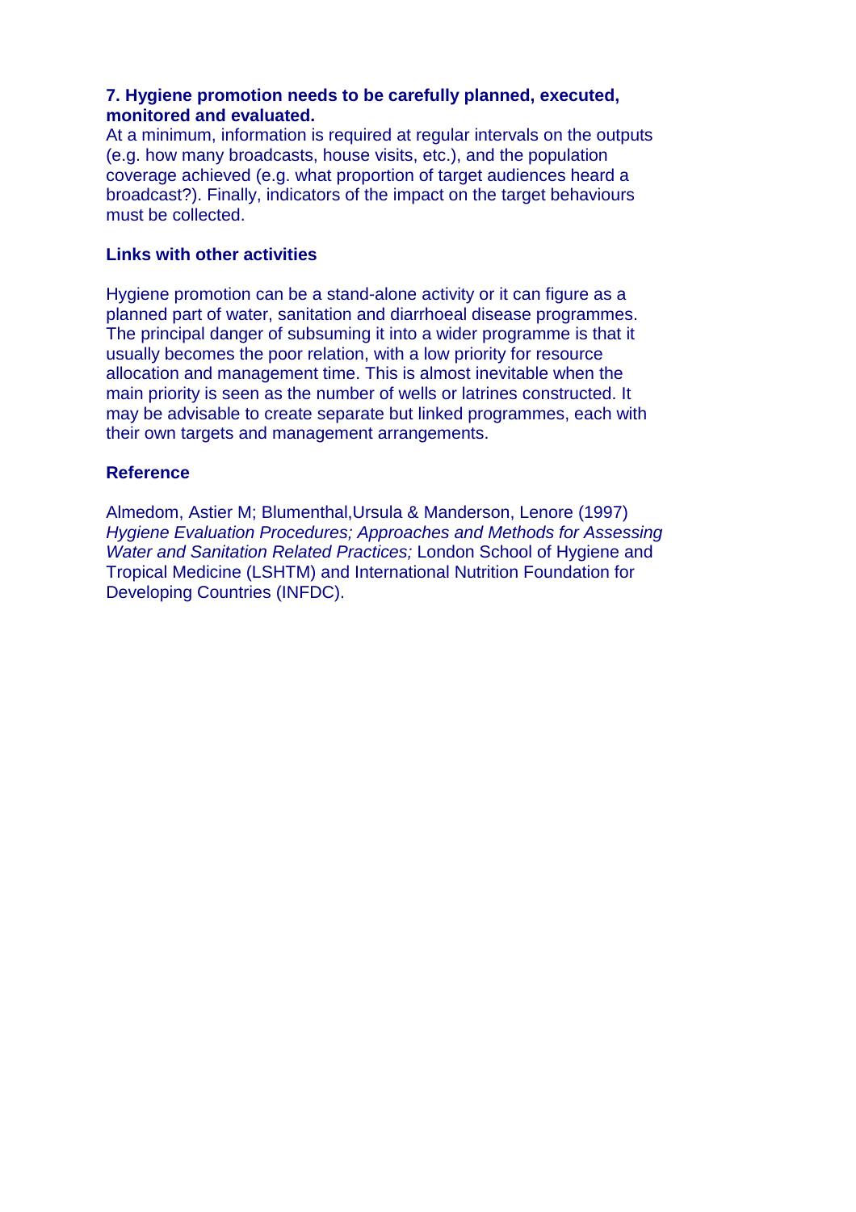**7. Hygiene promotion needs to be carefully planned, executed, monitored and evaluated.**

At a minimum, information is required at regular intervals on the outputs (e.g. how many broadcasts, house visits, etc.), and the population coverage achieved (e.g. what proportion of target audiences heard a broadcast?). Finally, indicators of the impact on the target behaviours must be collected.

### Links with other activities

Hygiene promotion can be a stand-alone activity or it can figure as a planned part of water, sanitation and diarrhoeal disease programmes. The principal danger of subsuming it into a wider programme is that it usually becomes the poor relation, with a low priority for resource allocation and management time. This is almost inevitable when the main priority is seen as the number of wells or latrines constructed. It may be advisable to create separate but linked programmes, each with their own targets and management arrangements.

### Reference

Almedom, Astier M; Blumenthal,Ursula & Manderson, Lenore (1997) *Hygiene Evaluation Procedures; Approaches and Methods for Assessing Water and Sanitation Related Practices;* London School of Hygiene and Tropical Medicine (LSHTM) and International Nutrition Foundation for Developing Countries (INFDC).